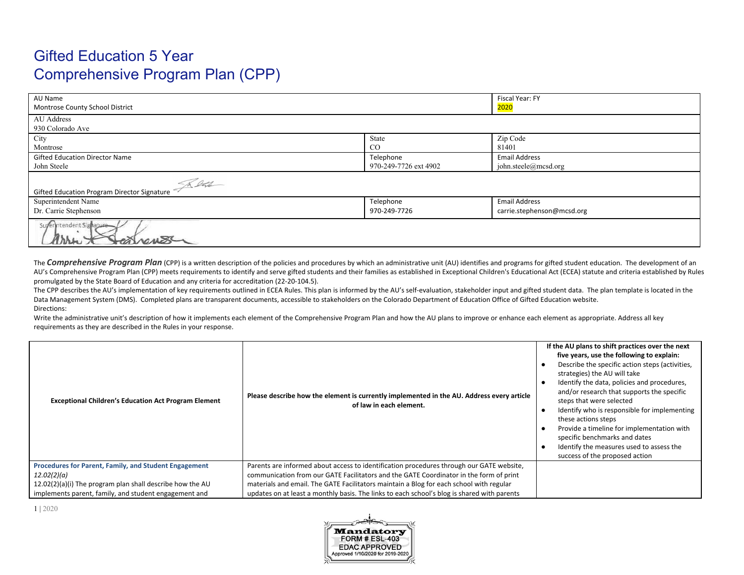# Gifted Education 5 Year
# Comprehensive Program Plan (CPP)

| AU Name<br>Montrose County School District | | Fiscal Year: FY<br>2020 |
|---|---|---|
| AU Address<br>930 Colorado Ave | | |
| City<br>Montrose | State<br>CO | Zip Code<br>81401 |
| Gifted Education Director Name<br>John Steele | Telephone<br>970-249-7726 ext 4902 | Email Address<br>john.steele@mcsd.org |
| Gifted Education Program Director Signature | | |
| Superintendent Name<br>Dr. Carrie Stephenson | Telephone<br>970-249-7726 | Email Address<br>carrie.stephenson@mcsd.org |
| Superintendent Signature | | |

The ***Comprehensive Program Plan*** (CPP) is a written description of the policies and procedures by which an administrative unit (AU) identifies and programs for gifted student education. The development of an AU's Comprehensive Program Plan (CPP) meets requirements to identify and serve gifted students and their families as established in Exceptional Children's Educational Act (ECEA) statute and criteria established by Rules promulgated by the State Board of Education and any criteria for accreditation (22-20-104.5).

The CPP describes the AU's implementation of key requirements outlined in ECEA Rules. This plan is informed by the AU's self-evaluation, stakeholder input and gifted student data. The plan template is located in the Data Management System (DMS). Completed plans are transparent documents, accessible to stakeholders on the Colorado Department of Education Office of Gifted Education website.

Directions:

Write the administrative unit's description of how it implements each element of the Comprehensive Program Plan and how the AU plans to improve or enhance each element as appropriate. Address all key requirements as they are described in the Rules in your response.

| **Exceptional Children's Education Act Program Element** | **Please describe how the element is currently implemented in the AU. Address every article of law in each element.** | **If the AU plans to shift practices over the next five years, use the following to explain:**<br>● Describe the specific action steps (activities, strategies) the AU will take<br>● Identify the data, policies and procedures, and/or research that supports the specific steps that were selected<br>● Identify who is responsible for implementing these actions steps<br>● Provide a timeline for implementation with specific benchmarks and dates<br>● Identify the measures used to assess the success of the proposed action |
|---|---|---|
| **Procedures for Parent, Family, and Student Engagement**<br>*12.02(2)(a)*<br>12.02(2)(a)(i) The program plan shall describe how the AU implements parent, family, and student engagement and | Parents are informed about access to identification procedures through our GATE website, communication from our GATE Facilitators and the GATE Coordinator in the form of print materials and email. The GATE Facilitators maintain a Blog for each school with regular updates on at least a monthly basis. The links to each school's blog is shared with parents | |

Mandatory FORM # ESL-403 EDAC APPROVED Approved 1/10/2020 for 2019-2020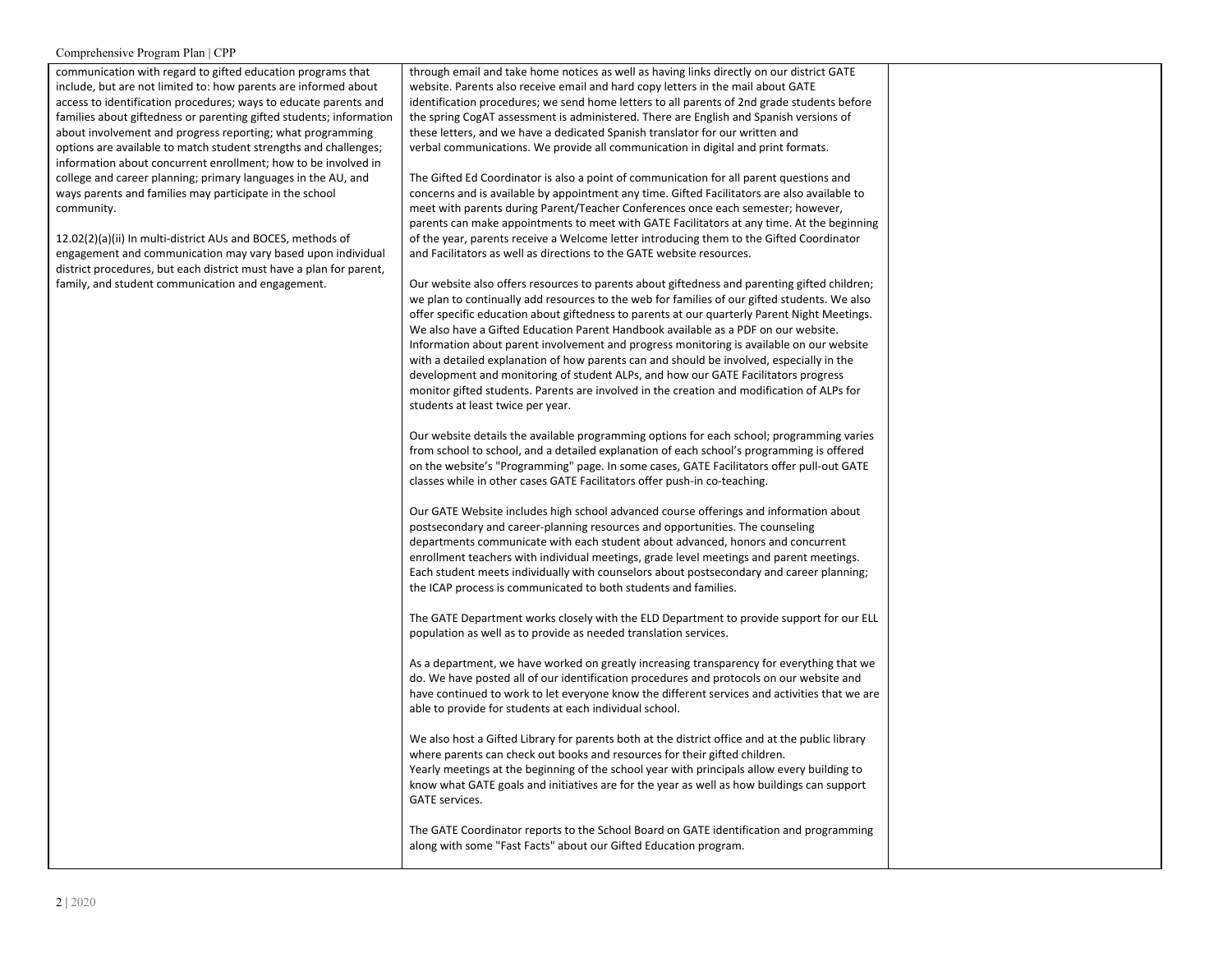| | | |
|---|---|---|
| communication with regard to gifted education programs that include, but are not limited to: how parents are informed about access to identification procedures; ways to educate parents and families about giftedness or parenting gifted students; information about involvement and progress reporting; what programming options are available to match student strengths and challenges; information about concurrent enrollment; how to be involved in college and career planning; primary languages in the AU, and ways parents and families may participate in the school community.<br><br>12.02(2)(a)(ii) In multi-district AUs and BOCES, methods of engagement and communication may vary based upon individual district procedures, but each district must have a plan for parent, family, and student communication and engagement. | through email and take home notices as well as having links directly on our district GATE website. Parents also receive email and hard copy letters in the mail about GATE identification procedures; we send home letters to all parents of 2nd grade students before the spring CogAT assessment is administered. There are English and Spanish versions of these letters, and we have a dedicated Spanish translator for our written and verbal communications. We provide all communication in digital and print formats.<br><br>The Gifted Ed Coordinator is also a point of communication for all parent questions and concerns and is available by appointment any time. Gifted Facilitators are also available to meet with parents during Parent/Teacher Conferences once each semester; however, parents can make appointments to meet with GATE Facilitators at any time. At the beginning of the year, parents receive a Welcome letter introducing them to the Gifted Coordinator and Facilitators as well as directions to the GATE website resources.<br><br>Our website also offers resources to parents about giftedness and parenting gifted children; we plan to continually add resources to the web for families of our gifted students. We also offer specific education about giftedness to parents at our quarterly Parent Night Meetings. We also have a Gifted Education Parent Handbook available as a PDF on our website. Information about parent involvement and progress monitoring is available on our website with a detailed explanation of how parents can and should be involved, especially in the development and monitoring of student ALPs, and how our GATE Facilitators progress monitor gifted students. Parents are involved in the creation and modification of ALPs for students at least twice per year.<br><br>Our website details the available programming options for each school; programming varies from school to school, and a detailed explanation of each school's programming is offered on the website's "Programming" page. In some cases, GATE Facilitators offer pull-out GATE classes while in other cases GATE Facilitators offer push-in co-teaching.<br><br>Our GATE Website includes high school advanced course offerings and information about postsecondary and career-planning resources and opportunities. The counseling departments communicate with each student about advanced, honors and concurrent enrollment teachers with individual meetings, grade level meetings and parent meetings. Each student meets individually with counselors about postsecondary and career planning; the ICAP process is communicated to both students and families.<br><br>The GATE Department works closely with the ELD Department to provide support for our ELL population as well as to provide as needed translation services.<br><br>As a department, we have worked on greatly increasing transparency for everything that we do. We have posted all of our identification procedures and protocols on our website and have continued to work to let everyone know the different services and activities that we are able to provide for students at each individual school.<br><br>We also host a Gifted Library for parents both at the district office and at the public library where parents can check out books and resources for their gifted children.<br>Yearly meetings at the beginning of the school year with principals allow every building to know what GATE goals and initiatives are for the year as well as how buildings can support GATE services.<br><br>The GATE Coordinator reports to the School Board on GATE identification and programming along with some "Fast Facts" about our Gifted Education program. | |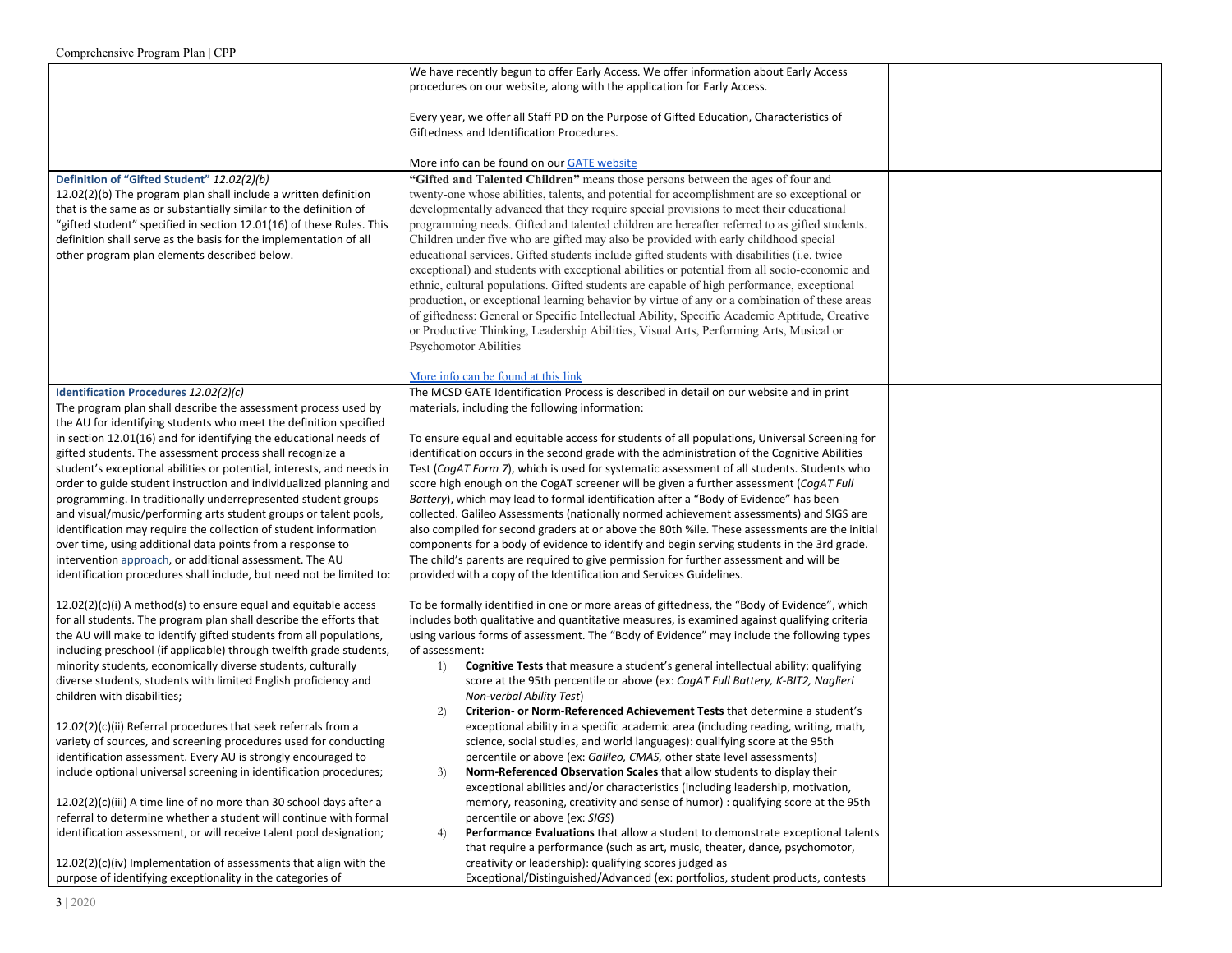| | | |
|---|---|---|
| | We have recently begun to offer Early Access. We offer information about Early Access procedures on our website, along with the application for Early Access.<br><br>Every year, we offer all Staff PD on the Purpose of Gifted Education, Characteristics of Giftedness and Identification Procedures.<br><br>More info can be found on our GATE website | |
| **Definition of "Gifted Student"** *12.02(2)(b)*<br>12.02(2)(b) The program plan shall include a written definition that is the same as or substantially similar to the definition of "gifted student" specified in section 12.01(16) of these Rules. This definition shall serve as the basis for the implementation of all other program plan elements described below. | **"Gifted and Talented Children"** means those persons between the ages of four and twenty-one whose abilities, talents, and potential for accomplishment are so exceptional or developmentally advanced that they require special provisions to meet their educational programming needs. Gifted and talented children are hereafter referred to as gifted students. Children under five who are gifted may also be provided with early childhood special educational services. Gifted students include gifted students with disabilities (i.e. twice exceptional) and students with exceptional abilities or potential from all socio-economic and ethnic, cultural populations. Gifted students are capable of high performance, exceptional production, or exceptional learning behavior by virtue of any or a combination of these areas of giftedness: General or Specific Intellectual Ability, Specific Academic Aptitude, Creative or Productive Thinking, Leadership Abilities, Visual Arts, Performing Arts, Musical or Psychomotor Abilities<br><br>More info can be found at this link | |
| **Identification Procedures** *12.02(2)(c)*<br>The program plan shall describe the assessment process used by the AU for identifying students who meet the definition specified in section 12.01(16) and for identifying the educational needs of gifted students. The assessment process shall recognize a student's exceptional abilities or potential, interests, and needs in order to guide student instruction and individualized planning and programming. In traditionally underrepresented student groups and visual/music/performing arts student groups or talent pools, identification may require the collection of student information over time, using additional data points from a response to intervention approach, or additional assessment. The AU identification procedures shall include, but need not be limited to:<br><br>12.02(2)(c)(i) A method(s) to ensure equal and equitable access for all students. The program plan shall describe the efforts that the AU will make to identify gifted students from all populations, including preschool (if applicable) through twelfth grade students, minority students, economically diverse students, culturally diverse students, students with limited English proficiency and children with disabilities;<br><br>12.02(2)(c)(ii) Referral procedures that seek referrals from a variety of sources, and screening procedures used for conducting identification assessment. Every AU is strongly encouraged to include optional universal screening in identification procedures;<br><br>12.02(2)(c)(iii) A time line of no more than 30 school days after a referral to determine whether a student will continue with formal identification assessment, or will receive talent pool designation;<br><br>12.02(2)(c)(iv) Implementation of assessments that align with the purpose of identifying exceptionality in the categories of | The MCSD GATE Identification Process is described in detail on our website and in print materials, including the following information:<br><br>To ensure equal and equitable access for students of all populations, Universal Screening for identification occurs in the second grade with the administration of the Cognitive Abilities Test (*CogAT Form 7*), which is used for systematic assessment of all students. Students who score high enough on the CogAT screener will be given a further assessment (*CogAT Full Battery*), which may lead to formal identification after a "Body of Evidence" has been collected. Galileo Assessments (nationally normed achievement assessments) and SIGS are also compiled for second graders at or above the 80th %ile. These assessments are the initial components for a body of evidence to identify and begin serving students in the 3rd grade. The child's parents are required to give permission for further assessment and will be provided with a copy of the Identification and Services Guidelines.<br><br>To be formally identified in one or more areas of giftedness, the "Body of Evidence", which includes both qualitative and quantitative measures, is examined against qualifying criteria using various forms of assessment. The "Body of Evidence" may include the following types of assessment:<br>1) **Cognitive Tests** that measure a student's general intellectual ability: qualifying score at the 95th percentile or above (ex: *CogAT Full Battery, K-BIT2, Naglieri Non-verbal Ability Test*)<br>2) **Criterion- or Norm-Referenced Achievement Tests** that determine a student's exceptional ability in a specific academic area (including reading, writing, math, science, social studies, and world languages): qualifying score at the 95th percentile or above (ex: *Galileo, CMAS,* other state level assessments)<br>3) **Norm-Referenced Observation Scales** that allow students to display their exceptional abilities and/or characteristics (including leadership, motivation, memory, reasoning, creativity and sense of humor) : qualifying score at the 95th percentile or above (ex: *SIGS*)<br>4) **Performance Evaluations** that allow a student to demonstrate exceptional talents that require a performance (such as art, music, theater, dance, psychomotor, creativity or leadership): qualifying scores judged as Exceptional/Distinguished/Advanced (ex: portfolios, student products, contests | |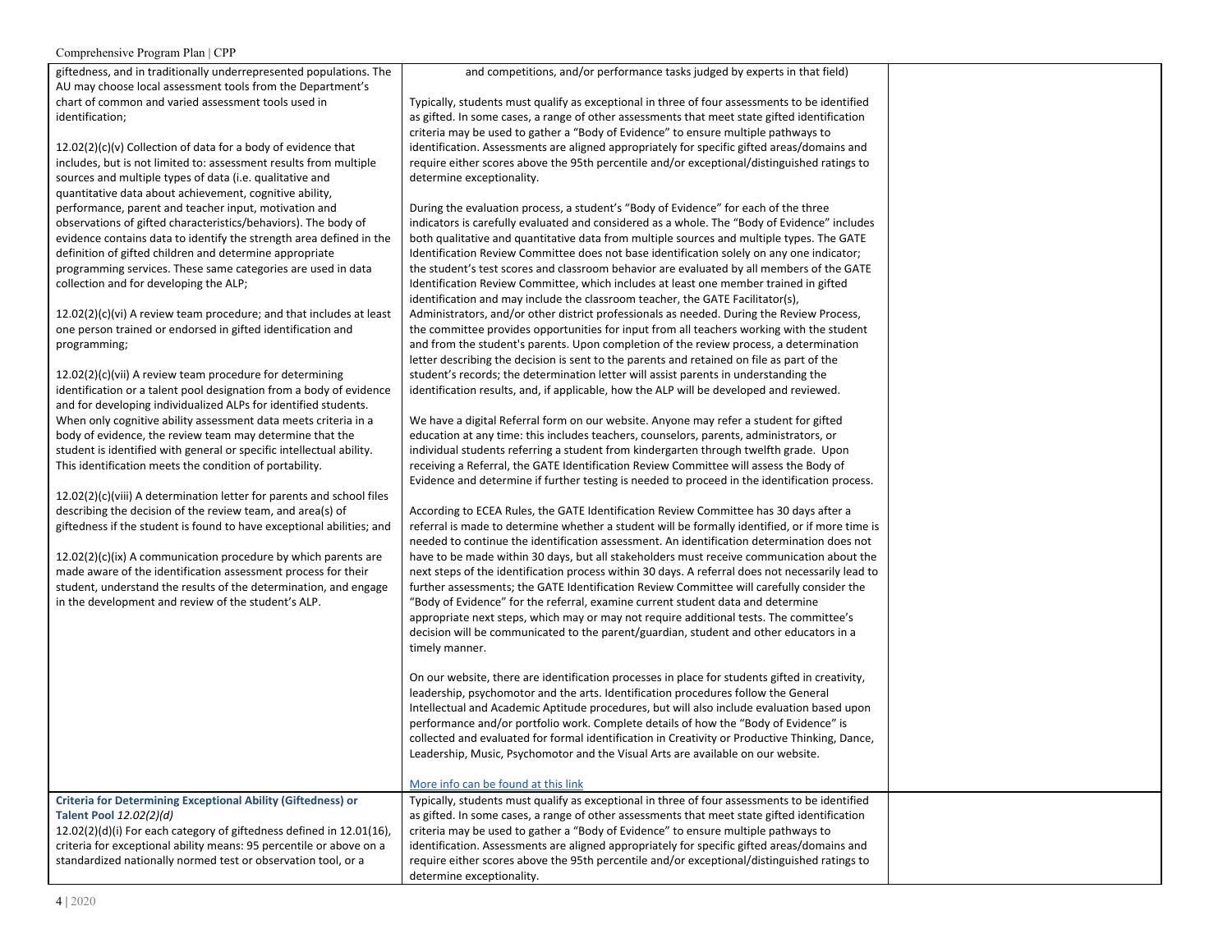| | | |
|---|---|---|
| giftedness, and in traditionally underrepresented populations. The AU may choose local assessment tools from the Department's chart of common and varied assessment tools used in identification;<br><br>12.02(2)(c)(v) Collection of data for a body of evidence that includes, but is not limited to: assessment results from multiple sources and multiple types of data (i.e. qualitative and quantitative data about achievement, cognitive ability, performance, parent and teacher input, motivation and observations of gifted characteristics/behaviors). The body of evidence contains data to identify the strength area defined in the definition of gifted children and determine appropriate programming services. These same categories are used in data collection and for developing the ALP;<br><br>12.02(2)(c)(vi) A review team procedure; and that includes at least one person trained or endorsed in gifted identification and programming;<br><br>12.02(2)(c)(vii) A review team procedure for determining identification or a talent pool designation from a body of evidence and for developing individualized ALPs for identified students. When only cognitive ability assessment data meets criteria in a body of evidence, the review team may determine that the student is identified with general or specific intellectual ability. This identification meets the condition of portability.<br><br>12.02(2)(c)(viii) A determination letter for parents and school files describing the decision of the review team, and area(s) of giftedness if the student is found to have exceptional abilities; and<br><br>12.02(2)(c)(ix) A communication procedure by which parents are made aware of the identification assessment process for their student, understand the results of the determination, and engage in the development and review of the student's ALP. | and competitions, and/or performance tasks judged by experts in that field)<br><br>Typically, students must qualify as exceptional in three of four assessments to be identified as gifted. In some cases, a range of other assessments that meet state gifted identification criteria may be used to gather a "Body of Evidence" to ensure multiple pathways to identification. Assessments are aligned appropriately for specific gifted areas/domains and require either scores above the 95th percentile and/or exceptional/distinguished ratings to determine exceptionality.<br><br>During the evaluation process, a student's "Body of Evidence" for each of the three indicators is carefully evaluated and considered as a whole. The "Body of Evidence" includes both qualitative and quantitative data from multiple sources and multiple types. The GATE Identification Review Committee does not base identification solely on any one indicator; the student's test scores and classroom behavior are evaluated by all members of the GATE Identification Review Committee, which includes at least one member trained in gifted identification and may include the classroom teacher, the GATE Facilitator(s), Administrators, and/or other district professionals as needed. During the Review Process, the committee provides opportunities for input from all teachers working with the student and from the student's parents. Upon completion of the review process, a determination letter describing the decision is sent to the parents and retained on file as part of the student's records; the determination letter will assist parents in understanding the identification results, and, if applicable, how the ALP will be developed and reviewed.<br><br>We have a digital Referral form on our website. Anyone may refer a student for gifted education at any time: this includes teachers, counselors, parents, administrators, or individual students referring a student from kindergarten through twelfth grade. Upon receiving a Referral, the GATE Identification Review Committee will assess the Body of Evidence and determine if further testing is needed to proceed in the identification process.<br><br>According to ECEA Rules, the GATE Identification Review Committee has 30 days after a referral is made to determine whether a student will be formally identified, or if more time is needed to continue the identification assessment. An identification determination does not have to be made within 30 days, but all stakeholders must receive communication about the next steps of the identification process within 30 days. A referral does not necessarily lead to further assessments; the GATE Identification Review Committee will carefully consider the "Body of Evidence" for the referral, examine current student data and determine appropriate next steps, which may or may not require additional tests. The committee's decision will be communicated to the parent/guardian, student and other educators in a timely manner.<br><br>On our website, there are identification processes in place for students gifted in creativity, leadership, psychomotor and the arts. Identification procedures follow the General Intellectual and Academic Aptitude procedures, but will also include evaluation based upon performance and/or portfolio work. Complete details of how the "Body of Evidence" is collected and evaluated for formal identification in Creativity or Productive Thinking, Dance, Leadership, Music, Psychomotor and the Visual Arts are available on our website.<br><br>More info can be found at this link | |
| **Criteria for Determining Exceptional Ability (Giftedness) or Talent Pool** *12.02(2)(d)*<br>12.02(2)(d)(i) For each category of giftedness defined in 12.01(16), criteria for exceptional ability means: 95 percentile or above on a standardized nationally normed test or observation tool, or a | Typically, students must qualify as exceptional in three of four assessments to be identified as gifted. In some cases, a range of other assessments that meet state gifted identification criteria may be used to gather a "Body of Evidence" to ensure multiple pathways to identification. Assessments are aligned appropriately for specific gifted areas/domains and require either scores above the 95th percentile and/or exceptional/distinguished ratings to determine exceptionality. | |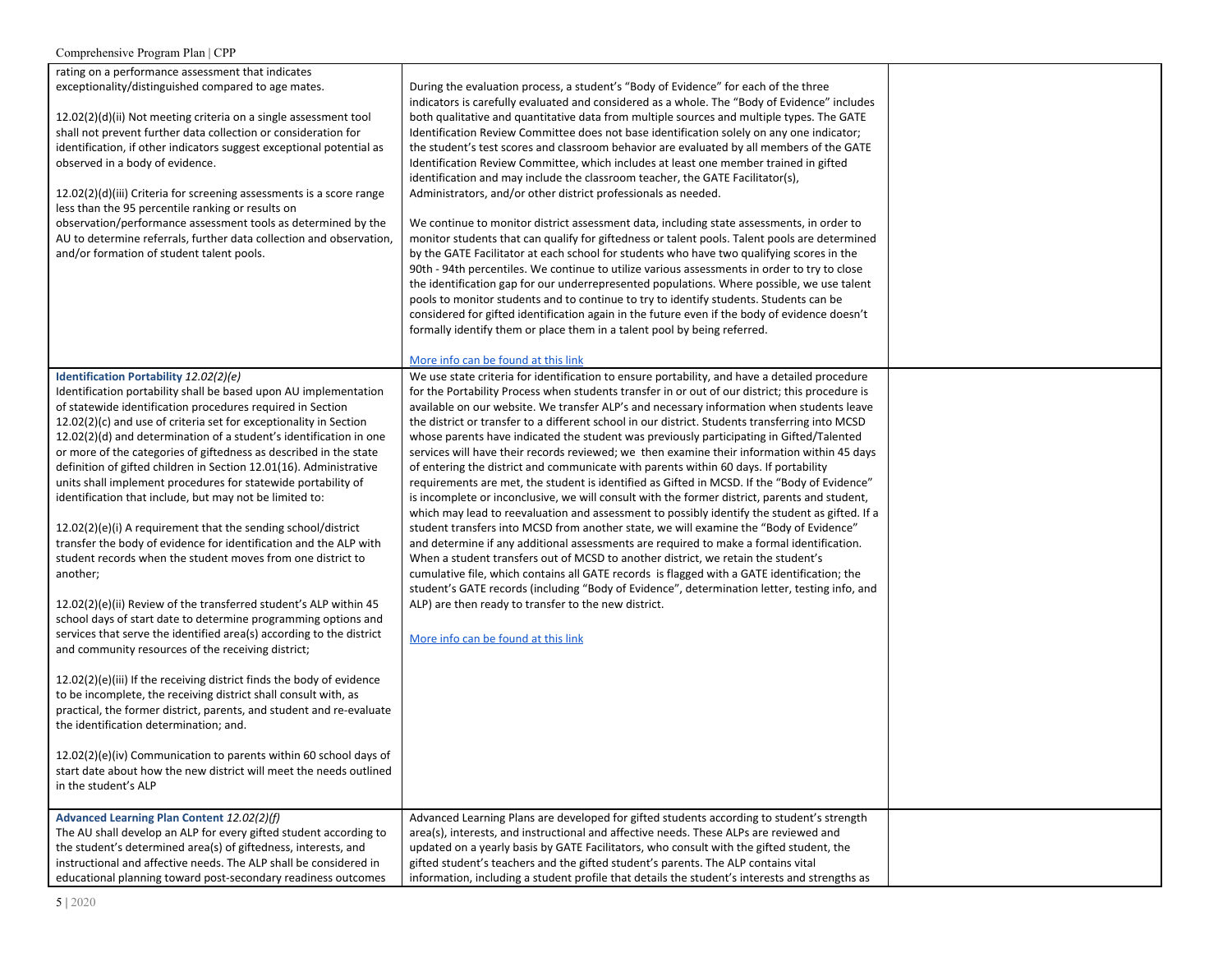| | | |
|---|---|---|
| rating on a performance assessment that indicates exceptionality/distinguished compared to age mates.<br><br>12.02(2)(d)(ii) Not meeting criteria on a single assessment tool shall not prevent further data collection or consideration for identification, if other indicators suggest exceptional potential as observed in a body of evidence.<br><br>12.02(2)(d)(iii) Criteria for screening assessments is a score range less than the 95 percentile ranking or results on observation/performance assessment tools as determined by the AU to determine referrals, further data collection and observation, and/or formation of student talent pools. | During the evaluation process, a student's "Body of Evidence" for each of the three indicators is carefully evaluated and considered as a whole. The "Body of Evidence" includes both qualitative and quantitative data from multiple sources and multiple types. The GATE Identification Review Committee does not base identification solely on any one indicator; the student's test scores and classroom behavior are evaluated by all members of the GATE Identification Review Committee, which includes at least one member trained in gifted identification and may include the classroom teacher, the GATE Facilitator(s), Administrators, and/or other district professionals as needed.<br><br>We continue to monitor district assessment data, including state assessments, in order to monitor students that can qualify for giftedness or talent pools. Talent pools are determined by the GATE Facilitator at each school for students who have two qualifying scores in the 90th - 94th percentiles. We continue to utilize various assessments in order to try to close the identification gap for our underrepresented populations. Where possible, we use talent pools to monitor students and to continue to try to identify students. Students can be considered for gifted identification again in the future even if the body of evidence doesn't formally identify them or place them in a talent pool by being referred.<br><br>More info can be found at this link | |
| **Identification Portability** *12.02(2)(e)*<br>Identification portability shall be based upon AU implementation of statewide identification procedures required in Section 12.02(2)(c) and use of criteria set for exceptionality in Section 12.02(2)(d) and determination of a student's identification in one or more of the categories of giftedness as described in the state definition of gifted children in Section 12.01(16). Administrative units shall implement procedures for statewide portability of identification that include, but may not be limited to:<br><br>12.02(2)(e)(i) A requirement that the sending school/district transfer the body of evidence for identification and the ALP with student records when the student moves from one district to another;<br><br>12.02(2)(e)(ii) Review of the transferred student's ALP within 45 school days of start date to determine programming options and services that serve the identified area(s) according to the district and community resources of the receiving district;<br><br>12.02(2)(e)(iii) If the receiving district finds the body of evidence to be incomplete, the receiving district shall consult with, as practical, the former district, parents, and student and re-evaluate the identification determination; and.<br><br>12.02(2)(e)(iv) Communication to parents within 60 school days of start date about how the new district will meet the needs outlined in the student's ALP | We use state criteria for identification to ensure portability, and have a detailed procedure for the Portability Process when students transfer in or out of our district; this procedure is available on our website. We transfer ALP's and necessary information when students leave the district or transfer to a different school in our district. Students transferring into MCSD whose parents have indicated the student was previously participating in Gifted/Talented services will have their records reviewed; we then examine their information within 45 days of entering the district and communicate with parents within 60 days. If portability requirements are met, the student is identified as Gifted in MCSD. If the "Body of Evidence" is incomplete or inconclusive, we will consult with the former district, parents and student, which may lead to reevaluation and assessment to possibly identify the student as gifted. If a student transfers into MCSD from another state, we will examine the "Body of Evidence" and determine if any additional assessments are required to make a formal identification. When a student transfers out of MCSD to another district, we retain the student's cumulative file, which contains all GATE records is flagged with a GATE identification; the student's GATE records (including "Body of Evidence", determination letter, testing info, and ALP) are then ready to transfer to the new district.<br><br>More info can be found at this link | |
| **Advanced Learning Plan Content** *12.02(2)(f)*<br>The AU shall develop an ALP for every gifted student according to the student's determined area(s) of giftedness, interests, and instructional and affective needs. The ALP shall be considered in educational planning toward post-secondary readiness outcomes | Advanced Learning Plans are developed for gifted students according to student's strength area(s), interests, and instructional and affective needs. These ALPs are reviewed and updated on a yearly basis by GATE Facilitators, who consult with the gifted student, the gifted student's teachers and the gifted student's parents. The ALP contains vital information, including a student profile that details the student's interests and strengths as | |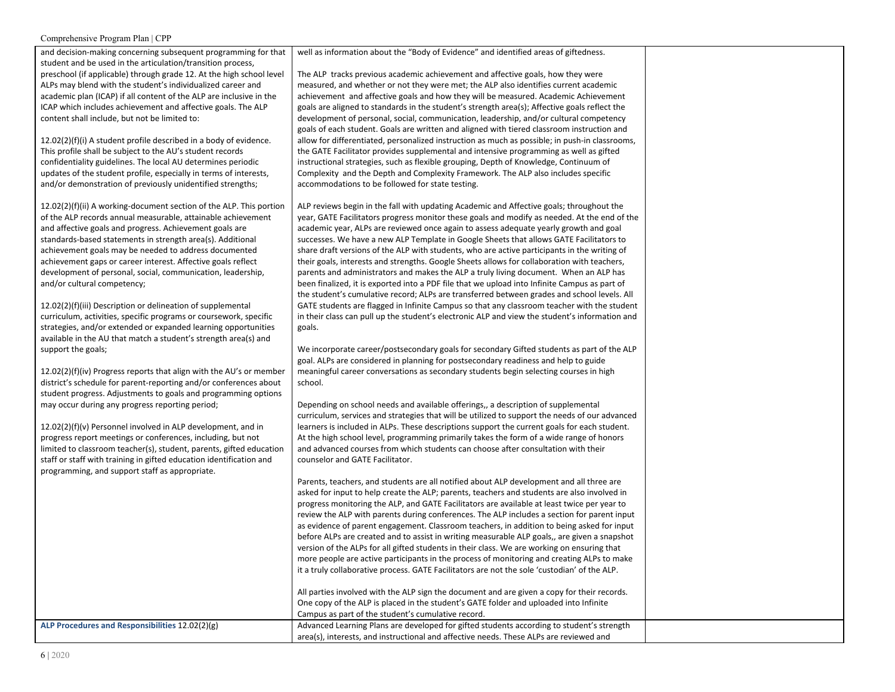| | | |
|---|---|---|
| and decision-making concerning subsequent programming for that student and be used in the articulation/transition process, preschool (if applicable) through grade 12. At the high school level ALPs may blend with the student's individualized career and academic plan (ICAP) if all content of the ALP are inclusive in the ICAP which includes achievement and affective goals. The ALP content shall include, but not be limited to:<br><br>12.02(2)(f)(i) A student profile described in a body of evidence. This profile shall be subject to the AU's student records confidentiality guidelines. The local AU determines periodic updates of the student profile, especially in terms of interests, and/or demonstration of previously unidentified strengths;<br><br>12.02(2)(f)(ii) A working-document section of the ALP. This portion of the ALP records annual measurable, attainable achievement and affective goals and progress. Achievement goals are standards-based statements in strength area(s). Additional achievement goals may be needed to address documented achievement gaps or career interest. Affective goals reflect development of personal, social, communication, leadership, and/or cultural competency;<br><br>12.02(2)(f)(iii) Description or delineation of supplemental curriculum, activities, specific programs or coursework, specific strategies, and/or extended or expanded learning opportunities available in the AU that match a student's strength area(s) and support the goals;<br><br>12.02(2)(f)(iv) Progress reports that align with the AU's or member district's schedule for parent-reporting and/or conferences about student progress. Adjustments to goals and programming options may occur during any progress reporting period;<br><br>12.02(2)(f)(v) Personnel involved in ALP development, and in progress report meetings or conferences, including, but not limited to classroom teacher(s), student, parents, gifted education staff or staff with training in gifted education identification and programming, and support staff as appropriate. | well as information about the "Body of Evidence" and identified areas of giftedness.<br><br>The ALP tracks previous academic achievement and affective goals, how they were measured, and whether or not they were met; the ALP also identifies current academic achievement and affective goals and how they will be measured. Academic Achievement goals are aligned to standards in the student's strength area(s); Affective goals reflect the development of personal, social, communication, leadership, and/or cultural competency goals of each student. Goals are written and aligned with tiered classroom instruction and allow for differentiated, personalized instruction as much as possible; in push-in classrooms, the GATE Facilitator provides supplemental and intensive programming as well as gifted instructional strategies, such as flexible grouping, Depth of Knowledge, Continuum of Complexity and the Depth and Complexity Framework. The ALP also includes specific accommodations to be followed for state testing.<br><br>ALP reviews begin in the fall with updating Academic and Affective goals; throughout the year, GATE Facilitators progress monitor these goals and modify as needed. At the end of the academic year, ALPs are reviewed once again to assess adequate yearly growth and goal successes. We have a new ALP Template in Google Sheets that allows GATE Facilitators to share draft versions of the ALP with students, who are active participants in the writing of their goals, interests and strengths. Google Sheets allows for collaboration with teachers, parents and administrators and makes the ALP a truly living document. When an ALP has been finalized, it is exported into a PDF file that we upload into Infinite Campus as part of the student's cumulative record; ALPs are transferred between grades and school levels. All GATE students are flagged in Infinite Campus so that any classroom teacher with the student in their class can pull up the student's electronic ALP and view the student's information and goals.<br><br>We incorporate career/postsecondary goals for secondary Gifted students as part of the ALP goal. ALPs are considered in planning for postsecondary readiness and help to guide meaningful career conversations as secondary students begin selecting courses in high school.<br><br>Depending on school needs and available offerings,, a description of supplemental curriculum, services and strategies that will be utilized to support the needs of our advanced learners is included in ALPs. These descriptions support the current goals for each student. At the high school level, programming primarily takes the form of a wide range of honors and advanced courses from which students can choose after consultation with their counselor and GATE Facilitator.<br><br>Parents, teachers, and students are all notified about ALP development and all three are asked for input to help create the ALP; parents, teachers and students are also involved in progress monitoring the ALP, and GATE Facilitators are available at least twice per year to review the ALP with parents during conferences. The ALP includes a section for parent input as evidence of parent engagement. Classroom teachers, in addition to being asked for input before ALPs are created and to assist in writing measurable ALP goals,, are given a snapshot version of the ALPs for all gifted students in their class. We are working on ensuring that more people are active participants in the process of monitoring and creating ALPs to make it a truly collaborative process. GATE Facilitators are not the sole 'custodian' of the ALP.<br><br>All parties involved with the ALP sign the document and are given a copy for their records. One copy of the ALP is placed in the student's GATE folder and uploaded into Infinite Campus as part of the student's cumulative record. | |
| **ALP Procedures and Responsibilities** 12.02(2)(g) | Advanced Learning Plans are developed for gifted students according to student's strength area(s), interests, and instructional and affective needs. These ALPs are reviewed and | |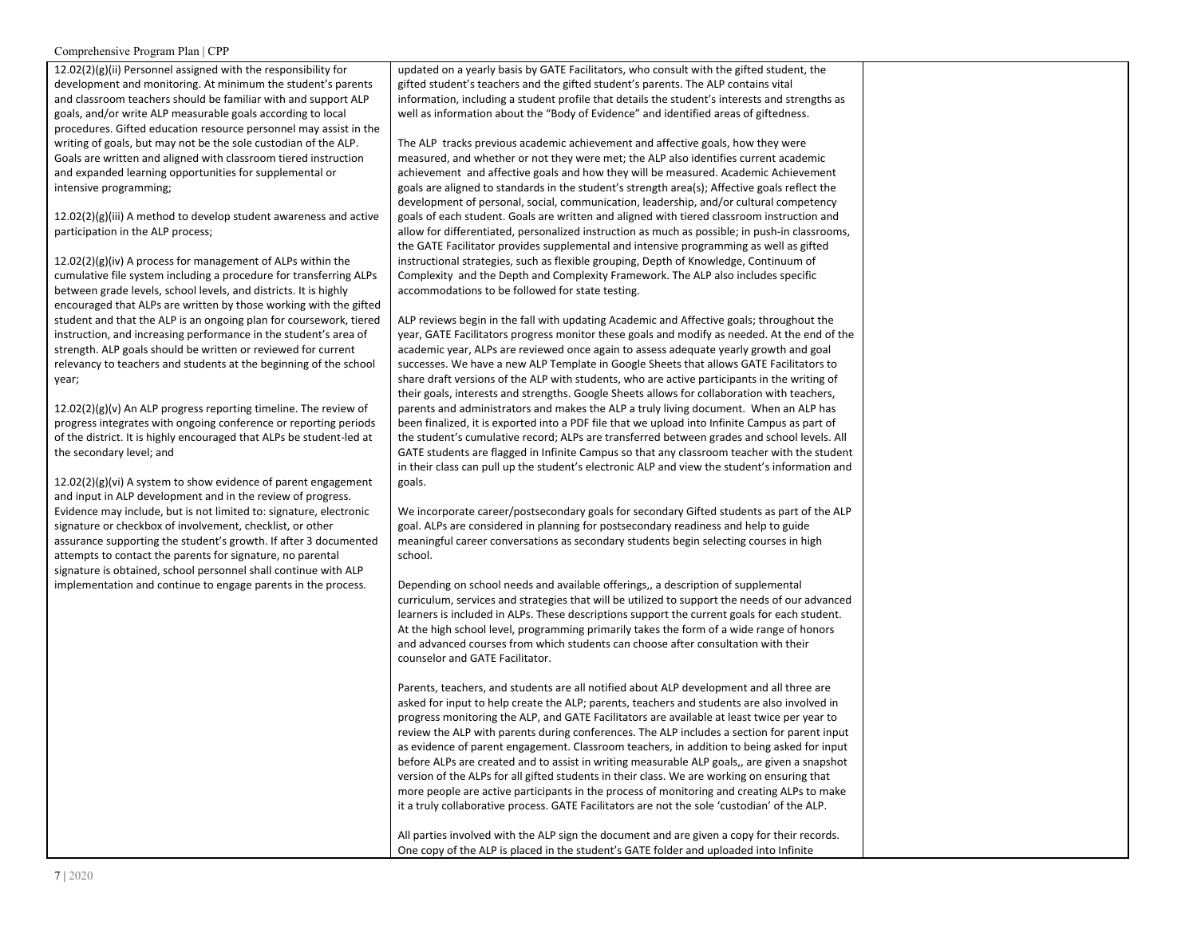| | | |
|---|---|---|
| 12.02(2)(g)(ii) Personnel assigned with the responsibility for development and monitoring. At minimum the student's parents and classroom teachers should be familiar with and support ALP goals, and/or write ALP measurable goals according to local procedures. Gifted education resource personnel may assist in the writing of goals, but may not be the sole custodian of the ALP. Goals are written and aligned with classroom tiered instruction and expanded learning opportunities for supplemental or intensive programming;<br><br>12.02(2)(g)(iii) A method to develop student awareness and active participation in the ALP process;<br><br>12.02(2)(g)(iv) A process for management of ALPs within the cumulative file system including a procedure for transferring ALPs between grade levels, school levels, and districts. It is highly encouraged that ALPs are written by those working with the gifted student and that the ALP is an ongoing plan for coursework, tiered instruction, and increasing performance in the student's area of strength. ALP goals should be written or reviewed for current relevancy to teachers and students at the beginning of the school year;<br><br>12.02(2)(g)(v) An ALP progress reporting timeline. The review of progress integrates with ongoing conference or reporting periods of the district. It is highly encouraged that ALPs be student-led at the secondary level; and<br><br>12.02(2)(g)(vi) A system to show evidence of parent engagement and input in ALP development and in the review of progress. Evidence may include, but is not limited to: signature, electronic signature or checkbox of involvement, checklist, or other assurance supporting the student's growth. If after 3 documented attempts to contact the parents for signature, no parental signature is obtained, school personnel shall continue with ALP implementation and continue to engage parents in the process. | updated on a yearly basis by GATE Facilitators, who consult with the gifted student, the gifted student's teachers and the gifted student's parents. The ALP contains vital information, including a student profile that details the student's interests and strengths as well as information about the "Body of Evidence" and identified areas of giftedness.<br><br>The ALP tracks previous academic achievement and affective goals, how they were measured, and whether or not they were met; the ALP also identifies current academic achievement and affective goals and how they will be measured. Academic Achievement goals are aligned to standards in the student's strength area(s); Affective goals reflect the development of personal, social, communication, leadership, and/or cultural competency goals of each student. Goals are written and aligned with tiered classroom instruction and allow for differentiated, personalized instruction as much as possible; in push-in classrooms, the GATE Facilitator provides supplemental and intensive programming as well as gifted instructional strategies, such as flexible grouping, Depth of Knowledge, Continuum of Complexity and the Depth and Complexity Framework. The ALP also includes specific accommodations to be followed for state testing.<br><br>ALP reviews begin in the fall with updating Academic and Affective goals; throughout the year, GATE Facilitators progress monitor these goals and modify as needed. At the end of the academic year, ALPs are reviewed once again to assess adequate yearly growth and goal successes. We have a new ALP Template in Google Sheets that allows GATE Facilitators to share draft versions of the ALP with students, who are active participants in the writing of their goals, interests and strengths. Google Sheets allows for collaboration with teachers, parents and administrators and makes the ALP a truly living document. When an ALP has been finalized, it is exported into a PDF file that we upload into Infinite Campus as part of the student's cumulative record; ALPs are transferred between grades and school levels. All GATE students are flagged in Infinite Campus so that any classroom teacher with the student in their class can pull up the student's electronic ALP and view the student's information and goals.<br><br>We incorporate career/postsecondary goals for secondary Gifted students as part of the ALP goal. ALPs are considered in planning for postsecondary readiness and help to guide meaningful career conversations as secondary students begin selecting courses in high school.<br><br>Depending on school needs and available offerings,, a description of supplemental curriculum, services and strategies that will be utilized to support the needs of our advanced learners is included in ALPs. These descriptions support the current goals for each student. At the high school level, programming primarily takes the form of a wide range of honors and advanced courses from which students can choose after consultation with their counselor and GATE Facilitator.<br><br>Parents, teachers, and students are all notified about ALP development and all three are asked for input to help create the ALP; parents, teachers and students are also involved in progress monitoring the ALP, and GATE Facilitators are available at least twice per year to review the ALP with parents during conferences. The ALP includes a section for parent input as evidence of parent engagement. Classroom teachers, in addition to being asked for input before ALPs are created and to assist in writing measurable ALP goals,, are given a snapshot version of the ALPs for all gifted students in their class. We are working on ensuring that more people are active participants in the process of monitoring and creating ALPs to make it a truly collaborative process. GATE Facilitators are not the sole 'custodian' of the ALP.<br><br>All parties involved with the ALP sign the document and are given a copy for their records. One copy of the ALP is placed in the student's GATE folder and uploaded into Infinite | |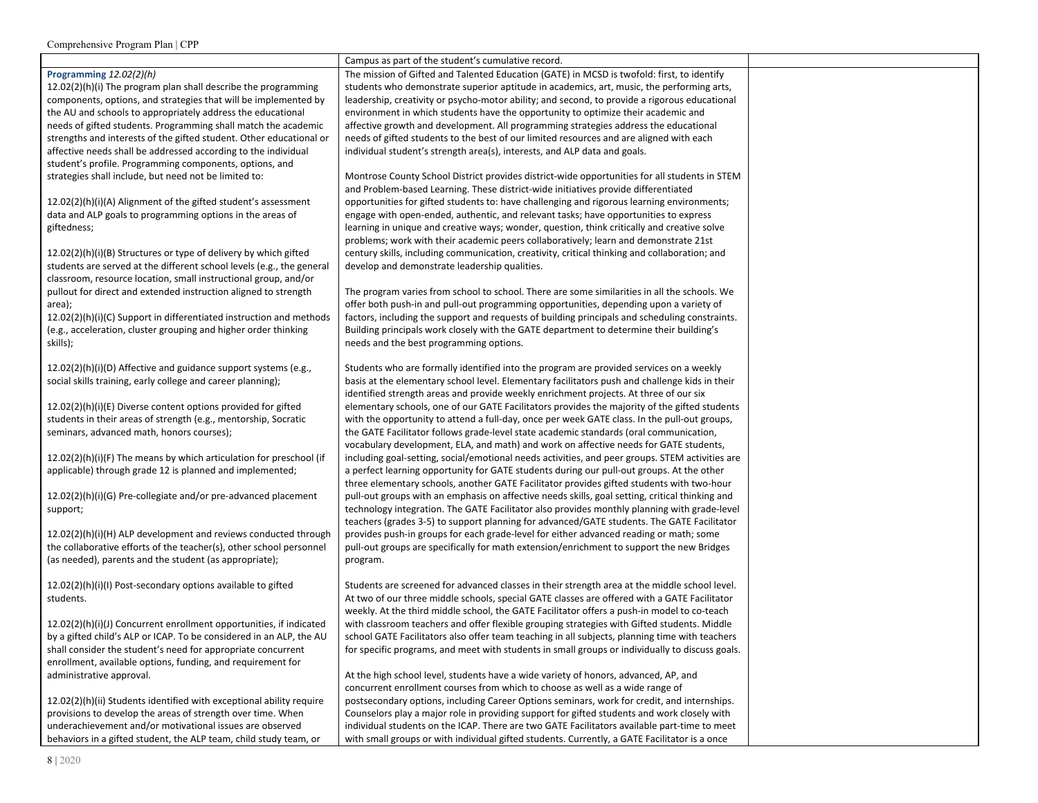| | Campus as part of the student's cumulative record. | |
|---|---|---|
| **Programming** *12.02(2)(h)*<br>12.02(2)(h)(i) The program plan shall describe the programming components, options, and strategies that will be implemented by the AU and schools to appropriately address the educational needs of gifted students. Programming shall match the academic strengths and interests of the gifted student. Other educational or affective needs shall be addressed according to the individual student's profile. Programming components, options, and strategies shall include, but need not be limited to:<br><br>12.02(2)(h)(i)(A) Alignment of the gifted student's assessment data and ALP goals to programming options in the areas of giftedness;<br><br>12.02(2)(h)(i)(B) Structures or type of delivery by which gifted students are served at the different school levels (e.g., the general classroom, resource location, small instructional group, and/or pullout for direct and extended instruction aligned to strength area);<br>12.02(2)(h)(i)(C) Support in differentiated instruction and methods (e.g., acceleration, cluster grouping and higher order thinking skills);<br><br>12.02(2)(h)(i)(D) Affective and guidance support systems (e.g., social skills training, early college and career planning);<br><br>12.02(2)(h)(i)(E) Diverse content options provided for gifted students in their areas of strength (e.g., mentorship, Socratic seminars, advanced math, honors courses);<br><br>12.02(2)(h)(i)(F) The means by which articulation for preschool (if applicable) through grade 12 is planned and implemented;<br><br>12.02(2)(h)(i)(G) Pre-collegiate and/or pre-advanced placement support;<br><br>12.02(2)(h)(i)(H) ALP development and reviews conducted through the collaborative efforts of the teacher(s), other school personnel (as needed), parents and the student (as appropriate);<br><br>12.02(2)(h)(i)(I) Post-secondary options available to gifted students.<br><br>12.02(2)(h)(i)(J) Concurrent enrollment opportunities, if indicated by a gifted child's ALP or ICAP. To be considered in an ALP, the AU shall consider the student's need for appropriate concurrent enrollment, available options, funding, and requirement for administrative approval.<br><br>12.02(2)(h)(ii) Students identified with exceptional ability require provisions to develop the areas of strength over time. When underachievement and/or motivational issues are observed behaviors in a gifted student, the ALP team, child study team, or | The mission of Gifted and Talented Education (GATE) in MCSD is twofold: first, to identify students who demonstrate superior aptitude in academics, art, music, the performing arts, leadership, creativity or psycho-motor ability; and second, to provide a rigorous educational environment in which students have the opportunity to optimize their academic and affective growth and development. All programming strategies address the educational needs of gifted students to the best of our limited resources and are aligned with each individual student's strength area(s), interests, and ALP data and goals.<br><br>Montrose County School District provides district-wide opportunities for all students in STEM and Problem-based Learning. These district-wide initiatives provide differentiated opportunities for gifted students to: have challenging and rigorous learning environments; engage with open-ended, authentic, and relevant tasks; have opportunities to express learning in unique and creative ways; wonder, question, think critically and creative solve problems; work with their academic peers collaboratively; learn and demonstrate 21st century skills, including communication, creativity, critical thinking and collaboration; and develop and demonstrate leadership qualities.<br><br>The program varies from school to school. There are some similarities in all the schools. We offer both push-in and pull-out programming opportunities, depending upon a variety of factors, including the support and requests of building principals and scheduling constraints. Building principals work closely with the GATE department to determine their building's needs and the best programming options.<br><br>Students who are formally identified into the program are provided services on a weekly basis at the elementary school level. Elementary facilitators push and challenge kids in their identified strength areas and provide weekly enrichment projects. At three of our six elementary schools, one of our GATE Facilitators provides the majority of the gifted students with the opportunity to attend a full-day, once per week GATE class. In the pull-out groups, the GATE Facilitator follows grade-level state academic standards (oral communication, vocabulary development, ELA, and math) and work on affective needs for GATE students, including goal-setting, social/emotional needs activities, and peer groups. STEM activities are a perfect learning opportunity for GATE students during our pull-out groups. At the other three elementary schools, another GATE Facilitator provides gifted students with two-hour pull-out groups with an emphasis on affective needs skills, goal setting, critical thinking and technology integration. The GATE Facilitator also provides monthly planning with grade-level teachers (grades 3-5) to support planning for advanced/GATE students. The GATE Facilitator provides push-in groups for each grade-level for either advanced reading or math; some pull-out groups are specifically for math extension/enrichment to support the new Bridges program.<br><br>Students are screened for advanced classes in their strength area at the middle school level. At two of our three middle schools, special GATE classes are offered with a GATE Facilitator weekly. At the third middle school, the GATE Facilitator offers a push-in model to co-teach with classroom teachers and offer flexible grouping strategies with Gifted students. Middle school GATE Facilitators also offer team teaching in all subjects, planning time with teachers for specific programs, and meet with students in small groups or individually to discuss goals.<br><br>At the high school level, students have a wide variety of honors, advanced, AP, and concurrent enrollment courses from which to choose as well as a wide range of postsecondary options, including Career Options seminars, work for credit, and internships. Counselors play a major role in providing support for gifted students and work closely with individual students on the ICAP. There are two GATE Facilitators available part-time to meet with small groups or with individual gifted students. Currently, a GATE Facilitator is a once | |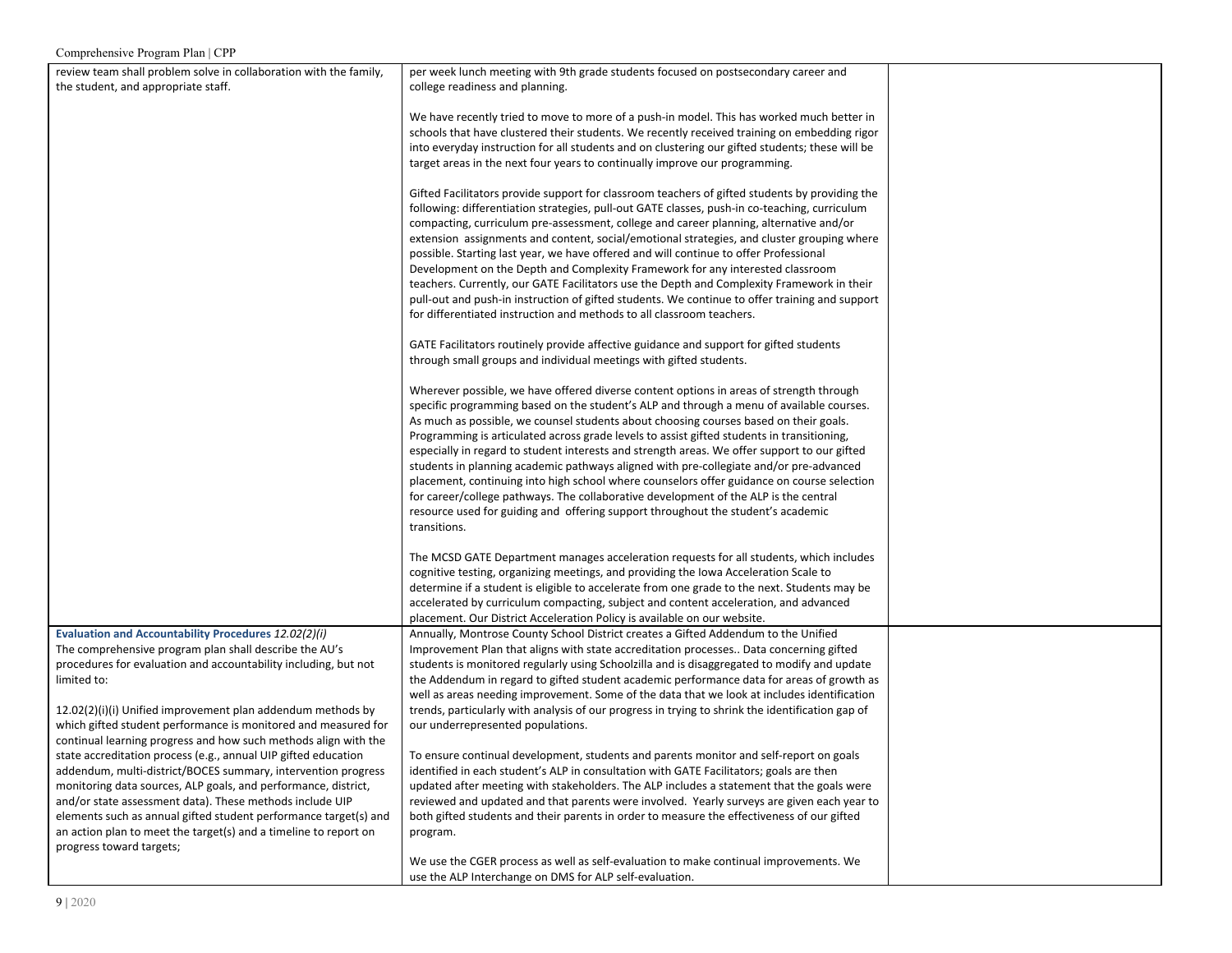| | | |
|---|---|---|
| review team shall problem solve in collaboration with the family, the student, and appropriate staff. | per week lunch meeting with 9th grade students focused on postsecondary career and college readiness and planning.<br><br>We have recently tried to move to more of a push-in model. This has worked much better in schools that have clustered their students. We recently received training on embedding rigor into everyday instruction for all students and on clustering our gifted students; these will be target areas in the next four years to continually improve our programming.<br><br>Gifted Facilitators provide support for classroom teachers of gifted students by providing the following: differentiation strategies, pull-out GATE classes, push-in co-teaching, curriculum compacting, curriculum pre-assessment, college and career planning, alternative and/or extension assignments and content, social/emotional strategies, and cluster grouping where possible. Starting last year, we have offered and will continue to offer Professional Development on the Depth and Complexity Framework for any interested classroom teachers. Currently, our GATE Facilitators use the Depth and Complexity Framework in their pull-out and push-in instruction of gifted students. We continue to offer training and support for differentiated instruction and methods to all classroom teachers.<br><br>GATE Facilitators routinely provide affective guidance and support for gifted students through small groups and individual meetings with gifted students.<br><br>Wherever possible, we have offered diverse content options in areas of strength through specific programming based on the student's ALP and through a menu of available courses. As much as possible, we counsel students about choosing courses based on their goals. Programming is articulated across grade levels to assist gifted students in transitioning, especially in regard to student interests and strength areas. We offer support to our gifted students in planning academic pathways aligned with pre-collegiate and/or pre-advanced placement, continuing into high school where counselors offer guidance on course selection for career/college pathways. The collaborative development of the ALP is the central resource used for guiding and offering support throughout the student's academic transitions.<br><br>The MCSD GATE Department manages acceleration requests for all students, which includes cognitive testing, organizing meetings, and providing the Iowa Acceleration Scale to determine if a student is eligible to accelerate from one grade to the next. Students may be accelerated by curriculum compacting, subject and content acceleration, and advanced placement. Our District Acceleration Policy is available on our website. | |
| **Evaluation and Accountability Procedures** *12.02(2)(i)*<br>The comprehensive program plan shall describe the AU's procedures for evaluation and accountability including, but not limited to:<br><br>12.02(2)(i)(i) Unified improvement plan addendum methods by which gifted student performance is monitored and measured for continual learning progress and how such methods align with the state accreditation process (e.g., annual UIP gifted education addendum, multi-district/BOCES summary, intervention progress monitoring data sources, ALP goals, and performance, district, and/or state assessment data). These methods include UIP elements such as annual gifted student performance target(s) and an action plan to meet the target(s) and a timeline to report on progress toward targets; | Annually, Montrose County School District creates a Gifted Addendum to the Unified Improvement Plan that aligns with state accreditation processes.. Data concerning gifted students is monitored regularly using Schoolzilla and is disaggregated to modify and update the Addendum in regard to gifted student academic performance data for areas of growth as well as areas needing improvement. Some of the data that we look at includes identification trends, particularly with analysis of our progress in trying to shrink the identification gap of our underrepresented populations.<br><br>To ensure continual development, students and parents monitor and self-report on goals identified in each student's ALP in consultation with GATE Facilitators; goals are then updated after meeting with stakeholders. The ALP includes a statement that the goals were reviewed and updated and that parents were involved. Yearly surveys are given each year to both gifted students and their parents in order to measure the effectiveness of our gifted program.<br><br>We use the CGER process as well as self-evaluation to make continual improvements. We use the ALP Interchange on DMS for ALP self-evaluation. | |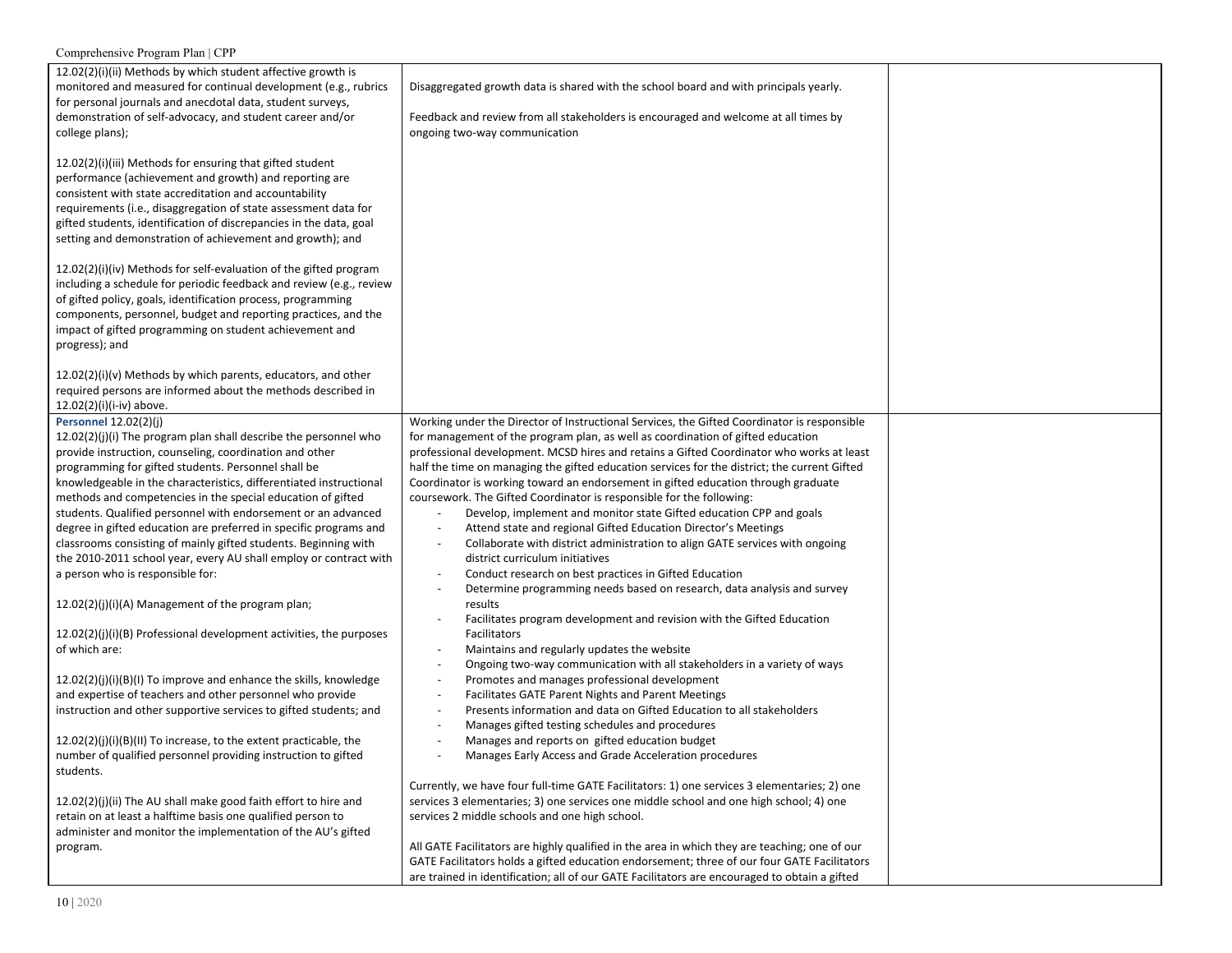| | | |
|---|---|---|
| 12.02(2)(i)(ii) Methods by which student affective growth is monitored and measured for continual development (e.g., rubrics for personal journals and anecdotal data, student surveys, demonstration of self-advocacy, and student career and/or college plans);<br><br>12.02(2)(i)(iii) Methods for ensuring that gifted student performance (achievement and growth) and reporting are consistent with state accreditation and accountability requirements (i.e., disaggregation of state assessment data for gifted students, identification of discrepancies in the data, goal setting and demonstration of achievement and growth); and<br><br>12.02(2)(i)(iv) Methods for self-evaluation of the gifted program including a schedule for periodic feedback and review (e.g., review of gifted policy, goals, identification process, programming components, personnel, budget and reporting practices, and the impact of gifted programming on student achievement and progress); and<br><br>12.02(2)(i)(v) Methods by which parents, educators, and other required persons are informed about the methods described in 12.02(2)(i)(i-iv) above. | Disaggregated growth data is shared with the school board and with principals yearly.<br><br>Feedback and review from all stakeholders is encouraged and welcome at all times by ongoing two-way communication | |
| **Personnel** 12.02(2)(j)<br>12.02(2)(j)(i) The program plan shall describe the personnel who provide instruction, counseling, coordination and other programming for gifted students. Personnel shall be knowledgeable in the characteristics, differentiated instructional methods and competencies in the special education of gifted students. Qualified personnel with endorsement or an advanced degree in gifted education are preferred in specific programs and classrooms consisting of mainly gifted students. Beginning with the 2010-2011 school year, every AU shall employ or contract with a person who is responsible for:<br><br>12.02(2)(j)(i)(A) Management of the program plan;<br><br>12.02(2)(j)(i)(B) Professional development activities, the purposes of which are:<br><br>12.02(2)(j)(i)(B)(I) To improve and enhance the skills, knowledge and expertise of teachers and other personnel who provide instruction and other supportive services to gifted students; and<br><br>12.02(2)(j)(i)(B)(II) To increase, to the extent practicable, the number of qualified personnel providing instruction to gifted students.<br><br>12.02(2)(j)(ii) The AU shall make good faith effort to hire and retain on at least a halftime basis one qualified person to administer and monitor the implementation of the AU's gifted program. | Working under the Director of Instructional Services, the Gifted Coordinator is responsible for management of the program plan, as well as coordination of gifted education professional development. MCSD hires and retains a Gifted Coordinator who works at least half the time on managing the gifted education services for the district; the current Gifted Coordinator is working toward an endorsement in gifted education through graduate coursework. The Gifted Coordinator is responsible for the following:<br>- Develop, implement and monitor state Gifted education CPP and goals<br>- Attend state and regional Gifted Education Director's Meetings<br>- Collaborate with district administration to align GATE services with ongoing district curriculum initiatives<br>- Conduct research on best practices in Gifted Education<br>- Determine programming needs based on research, data analysis and survey results<br>- Facilitates program development and revision with the Gifted Education Facilitators<br>- Maintains and regularly updates the website<br>- Ongoing two-way communication with all stakeholders in a variety of ways<br>- Promotes and manages professional development<br>- Facilitates GATE Parent Nights and Parent Meetings<br>- Presents information and data on Gifted Education to all stakeholders<br>- Manages gifted testing schedules and procedures<br>- Manages and reports on gifted education budget<br>- Manages Early Access and Grade Acceleration procedures<br><br>Currently, we have four full-time GATE Facilitators: 1) one services 3 elementaries; 2) one services 3 elementaries; 3) one services one middle school and one high school; 4) one services 2 middle schools and one high school.<br><br>All GATE Facilitators are highly qualified in the area in which they are teaching; one of our GATE Facilitators holds a gifted education endorsement; three of our four GATE Facilitators are trained in identification; all of our GATE Facilitators are encouraged to obtain a gifted | |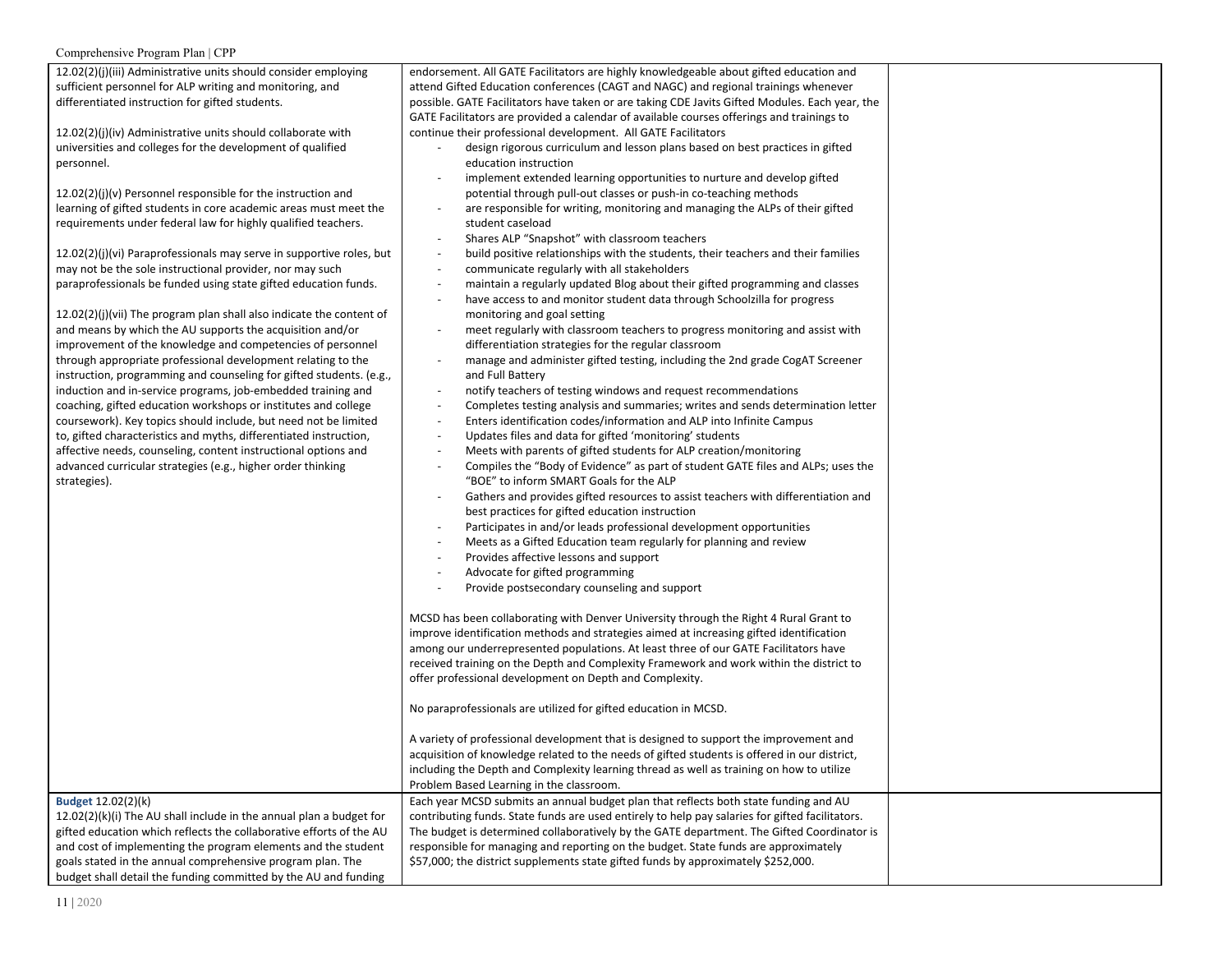| | | |
|---|---|---|
| 12.02(2)(j)(iii) Administrative units should consider employing sufficient personnel for ALP writing and monitoring, and differentiated instruction for gifted students.<br><br>12.02(2)(j)(iv) Administrative units should collaborate with universities and colleges for the development of qualified personnel.<br><br>12.02(2)(j)(v) Personnel responsible for the instruction and learning of gifted students in core academic areas must meet the requirements under federal law for highly qualified teachers.<br><br>12.02(2)(j)(vi) Paraprofessionals may serve in supportive roles, but may not be the sole instructional provider, nor may such paraprofessionals be funded using state gifted education funds.<br><br>12.02(2)(j)(vii) The program plan shall also indicate the content of and means by which the AU supports the acquisition and/or improvement of the knowledge and competencies of personnel through appropriate professional development relating to the instruction, programming and counseling for gifted students. (e.g., induction and in-service programs, job-embedded training and coaching, gifted education workshops or institutes and college coursework). Key topics should include, but need not be limited to, gifted characteristics and myths, differentiated instruction, affective needs, counseling, content instructional options and advanced curricular strategies (e.g., higher order thinking strategies). | endorsement. All GATE Facilitators are highly knowledgeable about gifted education and attend Gifted Education conferences (CAGT and NAGC) and regional trainings whenever possible. GATE Facilitators have taken or are taking CDE Javits Gifted Modules. Each year, the GATE Facilitators are provided a calendar of available courses offerings and trainings to continue their professional development. All GATE Facilitators<br>- design rigorous curriculum and lesson plans based on best practices in gifted education instruction<br>- implement extended learning opportunities to nurture and develop gifted potential through pull-out classes or push-in co-teaching methods<br>- are responsible for writing, monitoring and managing the ALPs of their gifted student caseload<br>- Shares ALP "Snapshot" with classroom teachers<br>- build positive relationships with the students, their teachers and their families<br>- communicate regularly with all stakeholders<br>- maintain a regularly updated Blog about their gifted programming and classes<br>- have access to and monitor student data through Schoolzilla for progress monitoring and goal setting<br>- meet regularly with classroom teachers to progress monitoring and assist with differentiation strategies for the regular classroom<br>- manage and administer gifted testing, including the 2nd grade CogAT Screener and Full Battery<br>- notify teachers of testing windows and request recommendations<br>- Completes testing analysis and summaries; writes and sends determination letter<br>- Enters identification codes/information and ALP into Infinite Campus<br>- Updates files and data for gifted 'monitoring' students<br>- Meets with parents of gifted students for ALP creation/monitoring<br>- Compiles the "Body of Evidence" as part of student GATE files and ALPs; uses the "BOE" to inform SMART Goals for the ALP<br>- Gathers and provides gifted resources to assist teachers with differentiation and best practices for gifted education instruction<br>- Participates in and/or leads professional development opportunities<br>- Meets as a Gifted Education team regularly for planning and review<br>- Provides affective lessons and support<br>- Advocate for gifted programming<br>- Provide postsecondary counseling and support<br><br>MCSD has been collaborating with Denver University through the Right 4 Rural Grant to improve identification methods and strategies aimed at increasing gifted identification among our underrepresented populations. At least three of our GATE Facilitators have received training on the Depth and Complexity Framework and work within the district to offer professional development on Depth and Complexity.<br><br>No paraprofessionals are utilized for gifted education in MCSD.<br><br>A variety of professional development that is designed to support the improvement and acquisition of knowledge related to the needs of gifted students is offered in our district, including the Depth and Complexity learning thread as well as training on how to utilize Problem Based Learning in the classroom. | |
| **Budget** 12.02(2)(k)<br>12.02(2)(k)(i) The AU shall include in the annual plan a budget for gifted education which reflects the collaborative efforts of the AU and cost of implementing the program elements and the student goals stated in the annual comprehensive program plan. The budget shall detail the funding committed by the AU and funding | Each year MCSD submits an annual budget plan that reflects both state funding and AU contributing funds. State funds are used entirely to help pay salaries for gifted facilitators. The budget is determined collaboratively by the GATE department. The Gifted Coordinator is responsible for managing and reporting on the budget. State funds are approximately $57,000; the district supplements state gifted funds by approximately $252,000. | |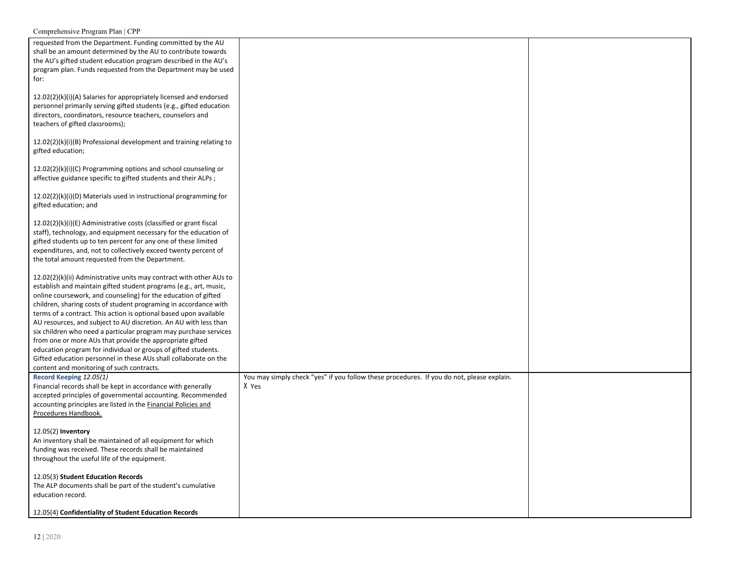| | | |
|---|---|---|
| requested from the Department. Funding committed by the AU shall be an amount determined by the AU to contribute towards the AU's gifted student education program described in the AU's program plan. Funds requested from the Department may be used for:<br><br>12.02(2)(k)(i)(A) Salaries for appropriately licensed and endorsed personnel primarily serving gifted students (e.g., gifted education directors, coordinators, resource teachers, counselors and teachers of gifted classrooms);<br><br>12.02(2)(k)(i)(B) Professional development and training relating to gifted education;<br><br>12.02(2)(k)(i)(C) Programming options and school counseling or affective guidance specific to gifted students and their ALPs ;<br><br>12.02(2)(k)(i)(D) Materials used in instructional programming for gifted education; and<br><br>12.02(2)(k)(i)(E) Administrative costs (classified or grant fiscal staff), technology, and equipment necessary for the education of gifted students up to ten percent for any one of these limited expenditures, and, not to collectively exceed twenty percent of the total amount requested from the Department.<br><br>12.02(2)(k)(ii) Administrative units may contract with other AUs to establish and maintain gifted student programs (e.g., art, music, online coursework, and counseling) for the education of gifted children, sharing costs of student programing in accordance with terms of a contract. This action is optional based upon available AU resources, and subject to AU discretion. An AU with less than six children who need a particular program may purchase services from one or more AUs that provide the appropriate gifted education program for individual or groups of gifted students. Gifted education personnel in these AUs shall collaborate on the content and monitoring of such contracts. | | |
| **Record Keeping** *12.05(1)*<br>Financial records shall be kept in accordance with generally accepted principles of governmental accounting. Recommended accounting principles are listed in the Financial Policies and Procedures Handbook.<br><br>12.05(2) **Inventory**<br>An inventory shall be maintained of all equipment for which funding was received. These records shall be maintained throughout the useful life of the equipment.<br><br>12.05(3) **Student Education Records**<br>The ALP documents shall be part of the student's cumulative education record.<br><br>12.05(4) **Confidentiality of Student Education Records** | You may simply check "yes" if you follow these procedures. If you do not, please explain.<br>X Yes | |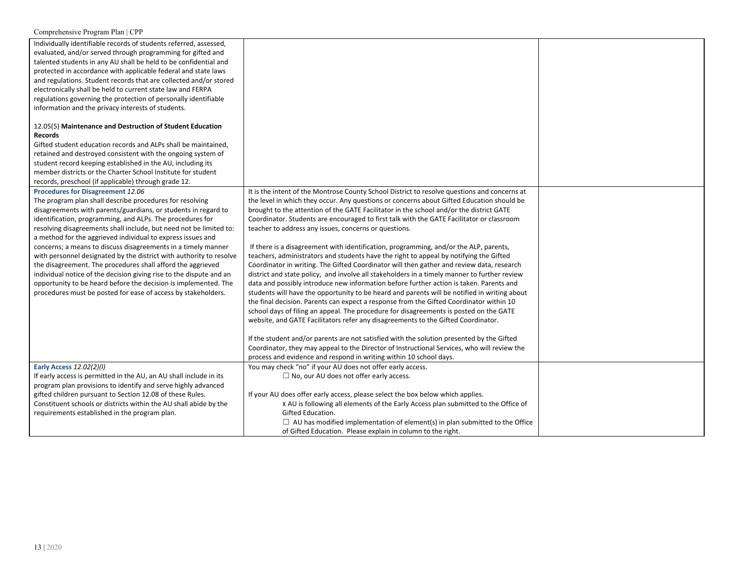| | | |
|---|---|---|
| Individually identifiable records of students referred, assessed, evaluated, and/or served through programming for gifted and talented students in any AU shall be held to be confidential and protected in accordance with applicable federal and state laws and regulations. Student records that are collected and/or stored electronically shall be held to current state law and FERPA regulations governing the protection of personally identifiable information and the privacy interests of students.<br><br>12.05(5) **Maintenance and Destruction of Student Education Records**<br>Gifted student education records and ALPs shall be maintained, retained and destroyed consistent with the ongoing system of student record keeping established in the AU, including its member districts or the Charter School Institute for student records, preschool (if applicable) through grade 12. | | |
| **Procedures for Disagreement** *12.06*<br>The program plan shall describe procedures for resolving disagreements with parents/guardians, or students in regard to identification, programming, and ALPs. The procedures for resolving disagreements shall include, but need not be limited to: a method for the aggrieved individual to express issues and concerns; a means to discuss disagreements in a timely manner with personnel designated by the district with authority to resolve the disagreement. The procedures shall afford the aggrieved individual notice of the decision giving rise to the dispute and an opportunity to be heard before the decision is implemented. The procedures must be posted for ease of access by stakeholders. | It is the intent of the Montrose County School District to resolve questions and concerns at the level in which they occur. Any questions or concerns about Gifted Education should be brought to the attention of the GATE Facilitator in the school and/or the district GATE Coordinator. Students are encouraged to first talk with the GATE Facilitator or classroom teacher to address any issues, concerns or questions.<br><br>If there is a disagreement with identification, programming, and/or the ALP, parents, teachers, administrators and students have the right to appeal by notifying the Gifted Coordinator in writing. The Gifted Coordinator will then gather and review data, research district and state policy, and involve all stakeholders in a timely manner to further review data and possibly introduce new information before further action is taken. Parents and students will have the opportunity to be heard and parents will be notified in writing about the final decision. Parents can expect a response from the Gifted Coordinator within 10 school days of filing an appeal. The procedure for disagreements is posted on the GATE website, and GATE Facilitators refer any disagreements to the Gifted Coordinator.<br><br>If the student and/or parents are not satisfied with the solution presented by the Gifted Coordinator, they may appeal to the Director of Instructional Services, who will review the process and evidence and respond in writing within 10 school days. | |
| **Early Access** *12.02(2)(l)*<br>If early access is permitted in the AU, an AU shall include in its program plan provisions to identify and serve highly advanced gifted children pursuant to Section 12.08 of these Rules. Constituent schools or districts within the AU shall abide by the requirements established in the program plan. | You may check "no" if your AU does not offer early access.<br>☐ No, our AU does not offer early access.<br><br>If your AU does offer early access, please select the box below which applies.<br>x AU is following all elements of the Early Access plan submitted to the Office of Gifted Education.<br>☐ AU has modified implementation of element(s) in plan submitted to the Office of Gifted Education. Please explain in column to the right. | |